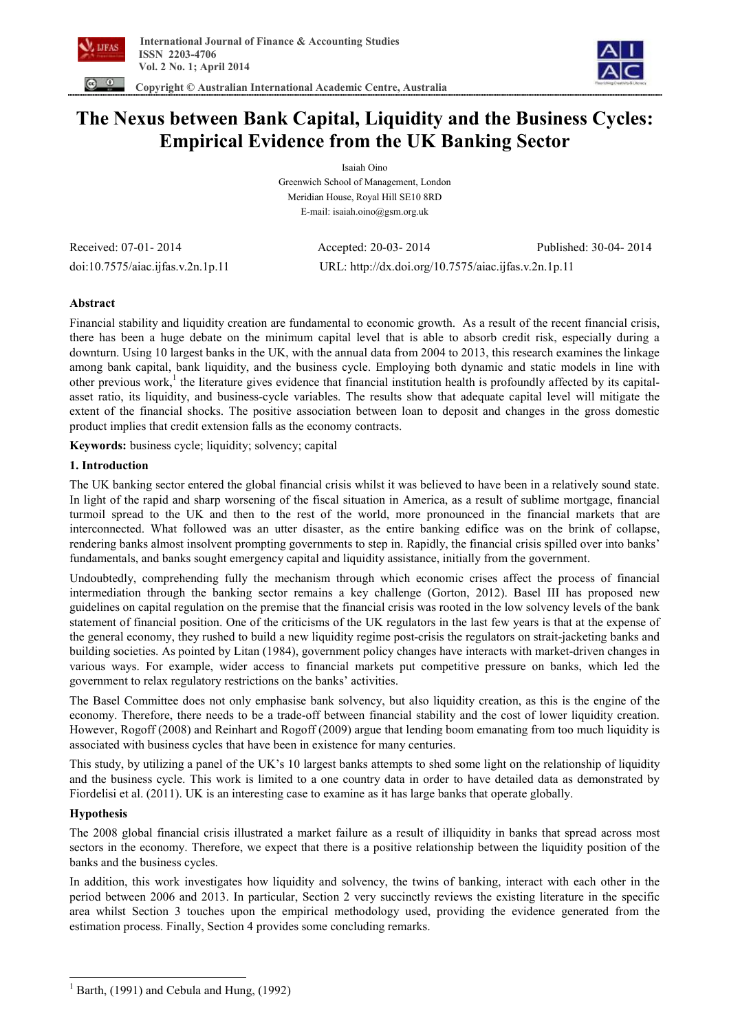# The Nexus between Bank Capital, Liquidity and the Business Cycles: Empirical Evidence from the UK Banking Sector

Isaiah Oino

Greenwich School of Management, London

Meridian House, Royal Hill SE10 8RD

E-mail: isaiah.oino@gsm.org.uk

Received: 07-01- 2014 Accepted: 20-03- 2014 Published: 30-04- 2014

doi:10.7575/aiac.ijfas.v.2n.1p.11 URL: http://dx.doi.org/10.7575/aiac.ijfas.v.2n.1p.11

## Abstract

Financial stability and liquidity creation are fundamental to economic growth. As a result of the recent financial crisis, there has been a huge debate on the minimum capital level that is able to absorb credit risk, especially during a downturn. Using 10 largest banks in the UK, with the annual data from 2004 to 2013, this research examines the linkage among bank capital, bank liquidity, and the business cycle. Employing both dynamic and static models in line with other previous work,[1] the literature gives evidence that financial institution health is profoundly affected by its capital-asset ratio, its liquidity, and business-cycle variables. The results show that adequate capital level will mitigate the extent of the financial shocks. The positive association between loan to deposit and changes in the gross domestic product implies that credit extension falls as the economy contracts.

**Keywords:** business cycle; liquidity; solvency; capital

## 1. Introduction

The UK banking sector entered the global financial crisis whilst it was believed to have been in a relatively sound state. In light of the rapid and sharp worsening of the fiscal situation in America, as a result of sublime mortgage, financial turmoil spread to the UK and then to the rest of the world, more pronounced in the financial markets that are interconnected. What followed was an utter disaster, as the entire banking edifice was on the brink of collapse, rendering banks almost insolvent prompting governments to step in. Rapidly, the financial crisis spilled over into banks' fundamentals, and banks sought emergency capital and liquidity assistance, initially from the government.

Undoubtedly, comprehending fully the mechanism through which economic crises affect the process of financial intermediation through the banking sector remains a key challenge (Gorton, 2012). Basel III has proposed new guidelines on capital regulation on the premise that the financial crisis was rooted in the low solvency levels of the bank statement of financial position. One of the criticisms of the UK regulators in the last few years is that at the expense of the general economy, they rushed to build a new liquidity regime post-crisis the regulators on strait-jacketing banks and building societies. As pointed by Litan (1984), government policy changes have interacts with market-driven changes in various ways. For example, wider access to financial markets put competitive pressure on banks, which led the government to relax regulatory restrictions on the banks' activities.

The Basel Committee does not only emphasise bank solvency, but also liquidity creation, as this is the engine of the economy. Therefore, there needs to be a trade-off between financial stability and the cost of lower liquidity creation. However, Rogoff (2008) and Reinhart and Rogoff (2009) argue that lending boom emanating from too much liquidity is associated with business cycles that have been in existence for many centuries.

This study, by utilizing a panel of the UK's 10 largest banks attempts to shed some light on the relationship of liquidity and the business cycle. This work is limited to a one country data in order to have detailed data as demonstrated by Fiordelisi et al. (2011). UK is an interesting case to examine as it has large banks that operate globally.

### Hypothesis

The 2008 global financial crisis illustrated a market failure as a result of illiquidity in banks that spread across most sectors in the economy. Therefore, we expect that there is a positive relationship between the liquidity position of the banks and the business cycles.

In addition, this work investigates how liquidity and solvency, the twins of banking, interact with each other in the period between 2006 and 2013. In particular, Section 2 very succinctly reviews the existing literature in the specific area whilst Section 3 touches upon the empirical methodology used, providing the evidence generated from the estimation process. Finally, Section 4 provides some concluding remarks.

---

[1] Barth, (1991) and Cebula and Hung, (1992)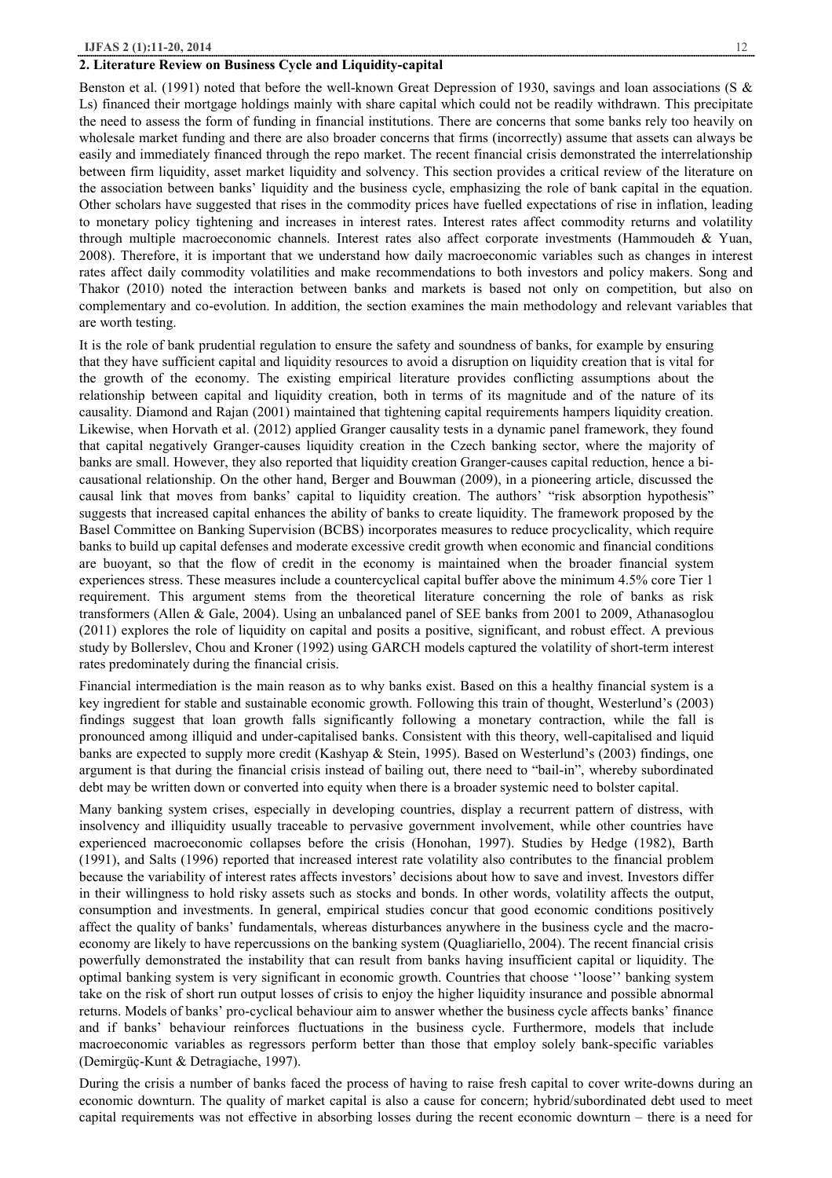## 2. Literature Review on Business Cycle and Liquidity-capital

Benston et al. (1991) noted that before the well-known Great Depression of 1930, savings and loan associations (S & Ls) financed their mortgage holdings mainly with share capital which could not be readily withdrawn. This precipitate the need to assess the form of funding in financial institutions. There are concerns that some banks rely too heavily on wholesale market funding and there are also broader concerns that firms (incorrectly) assume that assets can always be easily and immediately financed through the repo market. The recent financial crisis demonstrated the interrelationship between firm liquidity, asset market liquidity and solvency. This section provides a critical review of the literature on the association between banks' liquidity and the business cycle, emphasizing the role of bank capital in the equation. Other scholars have suggested that rises in the commodity prices have fuelled expectations of rise in inflation, leading to monetary policy tightening and increases in interest rates. Interest rates affect commodity returns and volatility through multiple macroeconomic channels. Interest rates also affect corporate investments (Hammoudeh & Yuan, 2008). Therefore, it is important that we understand how daily macroeconomic variables such as changes in interest rates affect daily commodity volatilities and make recommendations to both investors and policy makers. Song and Thakor (2010) noted the interaction between banks and markets is based not only on competition, but also on complementary and co-evolution. In addition, the section examines the main methodology and relevant variables that are worth testing.

It is the role of bank prudential regulation to ensure the safety and soundness of banks, for example by ensuring that they have sufficient capital and liquidity resources to avoid a disruption on liquidity creation that is vital for the growth of the economy. The existing empirical literature provides conflicting assumptions about the relationship between capital and liquidity creation, both in terms of its magnitude and of the nature of its causality. Diamond and Rajan (2001) maintained that tightening capital requirements hampers liquidity creation. Likewise, when Horvath et al. (2012) applied Granger causality tests in a dynamic panel framework, they found that capital negatively Granger-causes liquidity creation in the Czech banking sector, where the majority of banks are small. However, they also reported that liquidity creation Granger-causes capital reduction, hence a bi-causational relationship. On the other hand, Berger and Bouwman (2009), in a pioneering article, discussed the causal link that moves from banks' capital to liquidity creation. The authors' "risk absorption hypothesis" suggests that increased capital enhances the ability of banks to create liquidity. The framework proposed by the Basel Committee on Banking Supervision (BCBS) incorporates measures to reduce procyclicality, which require banks to build up capital defenses and moderate excessive credit growth when economic and financial conditions are buoyant, so that the flow of credit in the economy is maintained when the broader financial system experiences stress. These measures include a countercyclical capital buffer above the minimum 4.5% core Tier 1 requirement. This argument stems from the theoretical literature concerning the role of banks as risk transformers (Allen & Gale, 2004). Using an unbalanced panel of SEE banks from 2001 to 2009, Athanasoglou (2011) explores the role of liquidity on capital and posits a positive, significant, and robust effect. A previous study by Bollerslev, Chou and Kroner (1992) using GARCH models captured the volatility of short-term interest rates predominately during the financial crisis.

Financial intermediation is the main reason as to why banks exist. Based on this a healthy financial system is a key ingredient for stable and sustainable economic growth. Following this train of thought, Westerlund's (2003) findings suggest that loan growth falls significantly following a monetary contraction, while the fall is pronounced among illiquid and under-capitalised banks. Consistent with this theory, well-capitalised and liquid banks are expected to supply more credit (Kashyap & Stein, 1995). Based on Westerlund's (2003) findings, one argument is that during the financial crisis instead of bailing out, there need to "bail-in", whereby subordinated debt may be written down or converted into equity when there is a broader systemic need to bolster capital.

Many banking system crises, especially in developing countries, display a recurrent pattern of distress, with insolvency and illiquidity usually traceable to pervasive government involvement, while other countries have experienced macroeconomic collapses before the crisis (Honohan, 1997). Studies by Hedge (1982), Barth (1991), and Salts (1996) reported that increased interest rate volatility also contributes to the financial problem because the variability of interest rates affects investors' decisions about how to save and invest. Investors differ in their willingness to hold risky assets such as stocks and bonds. In other words, volatility affects the output, consumption and investments. In general, empirical studies concur that good economic conditions positively affect the quality of banks' fundamentals, whereas disturbances anywhere in the business cycle and the macro-economy are likely to have repercussions on the banking system (Quagliariello, 2004). The recent financial crisis powerfully demonstrated the instability that can result from banks having insufficient capital or liquidity. The optimal banking system is very significant in economic growth. Countries that choose ''loose'' banking system take on the risk of short run output losses of crisis to enjoy the higher liquidity insurance and possible abnormal returns. Models of banks' pro-cyclical behaviour aim to answer whether the business cycle affects banks' finance and if banks' behaviour reinforces fluctuations in the business cycle. Furthermore, models that include macroeconomic variables as regressors perform better than those that employ solely bank-specific variables (Demirgüç-Kunt & Detragiache, 1997).

During the crisis a number of banks faced the process of having to raise fresh capital to cover write-downs during an economic downturn. The quality of market capital is also a cause for concern; hybrid/subordinated debt used to meet capital requirements was not effective in absorbing losses during the recent economic downturn – there is a need for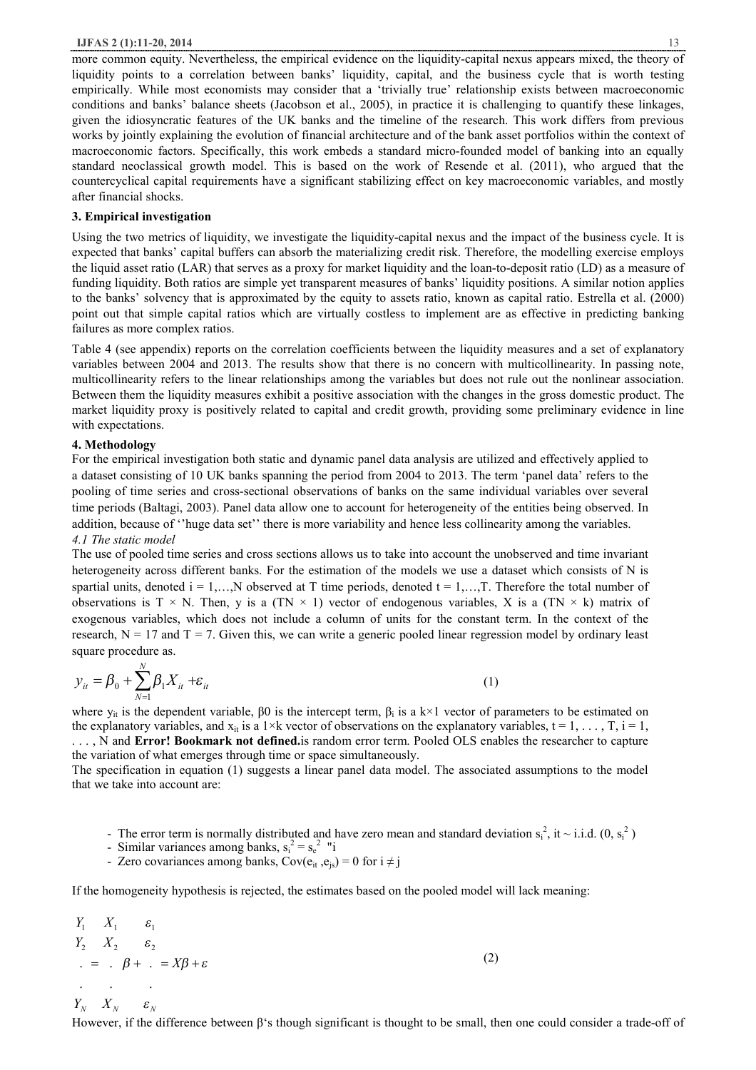more common equity. Nevertheless, the empirical evidence on the liquidity-capital nexus appears mixed, the theory of liquidity points to a correlation between banks' liquidity, capital, and the business cycle that is worth testing empirically. While most economists may consider that a 'trivially true' relationship exists between macroeconomic conditions and banks' balance sheets (Jacobson et al., 2005), in practice it is challenging to quantify these linkages, given the idiosyncratic features of the UK banks and the timeline of the research. This work differs from previous works by jointly explaining the evolution of financial architecture and of the bank asset portfolios within the context of macroeconomic factors. Specifically, this work embeds a standard micro-founded model of banking into an equally standard neoclassical growth model. This is based on the work of Resende et al. (2011), who argued that the countercyclical capital requirements have a significant stabilizing effect on key macroeconomic variables, and mostly after financial shocks.

## 3. Empirical investigation

Using the two metrics of liquidity, we investigate the liquidity-capital nexus and the impact of the business cycle. It is expected that banks' capital buffers can absorb the materializing credit risk. Therefore, the modelling exercise employs the liquid asset ratio (LAR) that serves as a proxy for market liquidity and the loan-to-deposit ratio (LD) as a measure of funding liquidity. Both ratios are simple yet transparent measures of banks' liquidity positions. A similar notion applies to the banks' solvency that is approximated by the equity to assets ratio, known as capital ratio. Estrella et al. (2000) point out that simple capital ratios which are virtually costless to implement are as effective in predicting banking failures as more complex ratios.

Table 4 (see appendix) reports on the correlation coefficients between the liquidity measures and a set of explanatory variables between 2004 and 2013. The results show that there is no concern with multicollinearity. In passing note, multicollinearity refers to the linear relationships among the variables but does not rule out the nonlinear association. Between them the liquidity measures exhibit a positive association with the changes in the gross domestic product. The market liquidity proxy is positively related to capital and credit growth, providing some preliminary evidence in line with expectations.

## 4. Methodology

For the empirical investigation both static and dynamic panel data analysis are utilized and effectively applied to a dataset consisting of 10 UK banks spanning the period from 2004 to 2013. The term 'panel data' refers to the pooling of time series and cross-sectional observations of banks on the same individual variables over several time periods (Baltagi, 2003). Panel data allow one to account for heterogeneity of the entities being observed. In addition, because of ''huge data set'' there is more variability and hence less collinearity among the variables.

### *4.1 The static model*

The use of pooled time series and cross sections allows us to take into account the unobserved and time invariant heterogeneity across different banks. For the estimation of the models we use a dataset which consists of N is spartial units, denoted $i = 1,\ldots,N$ observed at T time periods, denoted $t = 1,\ldots,T$. Therefore the total number of observations is $T \times N$. Then, y is a $(TN \times 1)$ vector of endogenous variables, X is a $(TN \times k)$ matrix of exogenous variables, which does not include a column of units for the constant term. In the context of the research, $N = 17$ and $T = 7$. Given this, we can write a generic pooled linear regression model by ordinary least square procedure as.

$$y_{it} = \beta_0 + \sum_{N=1}^{N} \beta_1 X_{it} + \varepsilon_{it} \tag{1}$$

where $y_{it}$ is the dependent variable, β0 is the intercept term, $\beta_i$ is a k×1 vector of parameters to be estimated on the explanatory variables, and $x_{it}$ is a 1×k vector of observations on the explanatory variables, $t = 1, \ldots, T$, $i = 1, \ldots, N$ and **Error! Bookmark not defined.**is random error term. Pooled OLS enables the researcher to capture the variation of what emerges through time or space simultaneously.

The specification in equation (1) suggests a linear panel data model. The associated assumptions to the model that we take into account are:

- The error term is normally distributed and have zero mean and standard deviation $s_i^2$, it ~ i.i.d. $(0, s_i^2)$
- Similar variances among banks, $s_i^2 = s_e^2$ "i
- Zero covariances among banks, $Cov(e_{it}, e_{js}) = 0$ for $i \neq j$

If the homogeneity hypothesis is rejected, the estimates based on the pooled model will lack meaning:

$$\begin{matrix} Y_1 \\ Y_2 \\ . \\ . \\ Y_N \end{matrix} = \begin{matrix} X_1 \\ X_2 \\ . \\ . \\ X_N \end{matrix} \beta + \begin{matrix} \varepsilon_1 \\ \varepsilon_2 \\ . \\ . \\ \varepsilon_N \end{matrix} = X\beta + \varepsilon \tag{2}$$

However, if the difference between β's though significant is thought to be small, then one could consider a trade-off of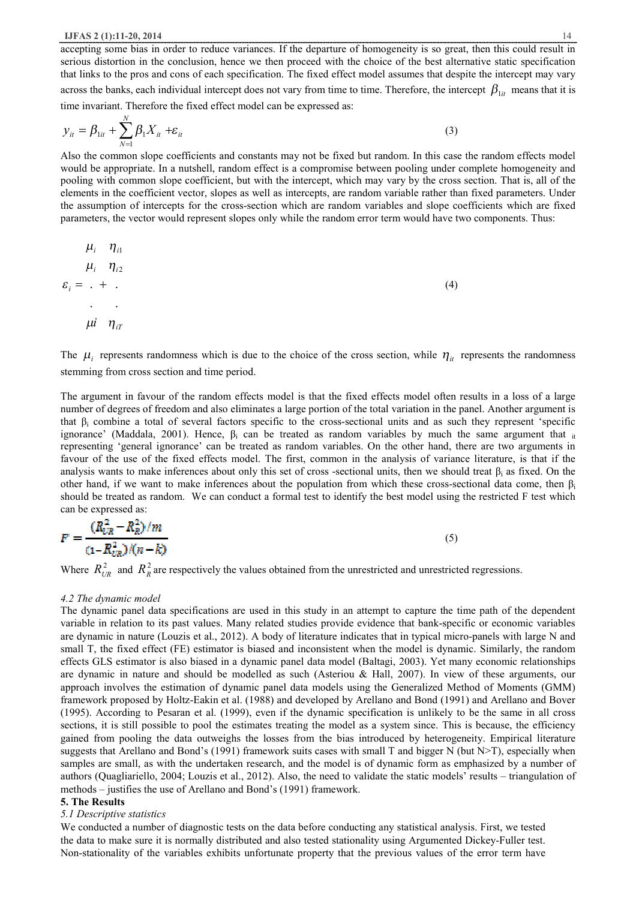accepting some bias in order to reduce variances. If the departure of homogeneity is so great, then this could result in serious distortion in the conclusion, hence we then proceed with the choice of the best alternative static specification that links to the pros and cons of each specification. The fixed effect model assumes that despite the intercept may vary across the banks, each individual intercept does not vary from time to time. Therefore, the intercept $\beta_{1it}$ means that it is time invariant. Therefore the fixed effect model can be expressed as:

$$y_{it} = \beta_{1it} + \sum_{N=1}^{N} \beta_1 X_{it} + \varepsilon_{it} \tag{3}$$

Also the common slope coefficients and constants may not be fixed but random. In this case the random effects model would be appropriate. In a nutshell, random effect is a compromise between pooling under complete homogeneity and pooling with common slope coefficient, but with the intercept, which may vary by the cross section. That is, all of the elements in the coefficient vector, slopes as well as intercepts, are random variable rather than fixed parameters. Under the assumption of intercepts for the cross-section which are random variables and slope coefficients which are fixed parameters, the vector would represent slopes only while the random error term would have two components. Thus:

$$\varepsilon_i = \begin{matrix} \mu_i \\ \mu_i \\ . \\ . \\ \mu i \end{matrix} + \begin{matrix} \eta_{i1} \\ \eta_{i2} \\ . \\ . \\ \eta_{iT} \end{matrix} \tag{4}$$

The $\mu_i$ represents randomness which is due to the choice of the cross section, while $\eta_{it}$ represents the randomness stemming from cross section and time period.

The argument in favour of the random effects model is that the fixed effects model often results in a loss of a large number of degrees of freedom and also eliminates a large portion of the total variation in the panel. Another argument is that $\beta_i$ combine a total of several factors specific to the cross-sectional units and as such they represent 'specific ignorance' (Maddala, 2001). Hence, $\beta_i$ can be treated as random variables by much the same argument that $_{it}$ representing 'general ignorance' can be treated as random variables. On the other hand, there are two arguments in favour of the use of the fixed effects model. The first, common in the analysis of variance literature, is that if the analysis wants to make inferences about only this set of cross -sectional units, then we should treat $\beta_i$ as fixed. On the other hand, if we want to make inferences about the population from which these cross-sectional data come, then $\beta_i$ should be treated as random. We can conduct a formal test to identify the best model using the restricted F test which can be expressed as:

$$F = \frac{(R_{UR}^2 - R_R^2)/m}{(1 - R_{UR}^2)/(n-k)} \tag{5}$$

Where $R_{UR}^2$ and $R_R^2$ are respectively the values obtained from the unrestricted and unrestricted regressions.

### *4.2 The dynamic model*

The dynamic panel data specifications are used in this study in an attempt to capture the time path of the dependent variable in relation to its past values. Many related studies provide evidence that bank-specific or economic variables are dynamic in nature (Louzis et al., 2012). A body of literature indicates that in typical micro-panels with large N and small T, the fixed effect (FE) estimator is biased and inconsistent when the model is dynamic. Similarly, the random effects GLS estimator is also biased in a dynamic panel data model (Baltagi, 2003). Yet many economic relationships are dynamic in nature and should be modelled as such (Asteriou & Hall, 2007). In view of these arguments, our approach involves the estimation of dynamic panel data models using the Generalized Method of Moments (GMM) framework proposed by Holtz-Eakin et al. (1988) and developed by Arellano and Bond (1991) and Arellano and Bover (1995). According to Pesaran et al. (1999), even if the dynamic specification is unlikely to be the same in all cross sections, it is still possible to pool the estimates treating the model as a system since. This is because, the efficiency gained from pooling the data outweighs the losses from the bias introduced by heterogeneity. Empirical literature suggests that Arellano and Bond's (1991) framework suits cases with small T and bigger N (but N>T), especially when samples are small, as with the undertaken research, and the model is of dynamic form as emphasized by a number of authors (Quagliariello, 2004; Louzis et al., 2012). Also, the need to validate the static models' results – triangulation of methods – justifies the use of Arellano and Bond's (1991) framework.

## 5. The Results

### *5.1 Descriptive statistics*

We conducted a number of diagnostic tests on the data before conducting any statistical analysis. First, we tested the data to make sure it is normally distributed and also tested stationality using Argumented Dickey-Fuller test. Non-stationality of the variables exhibits unfortunate property that the previous values of the error term have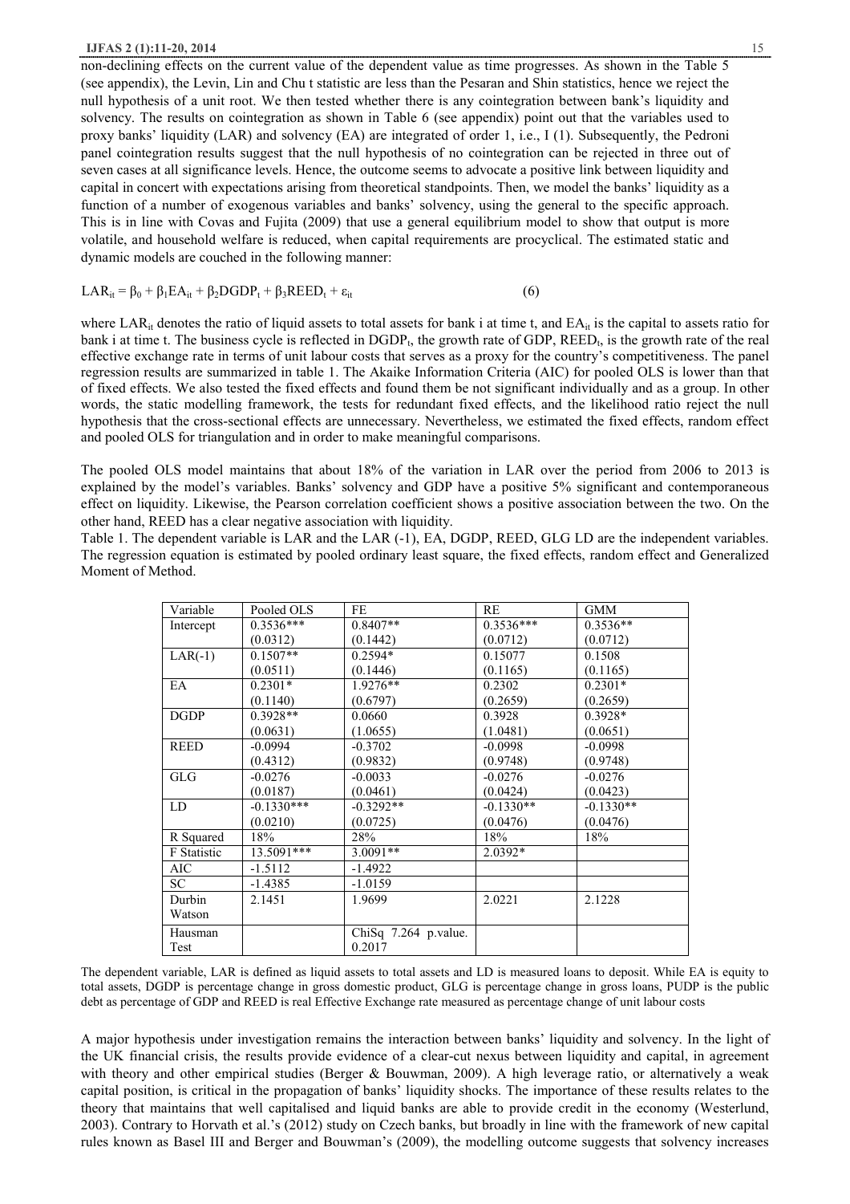non-declining effects on the current value of the dependent value as time progresses. As shown in the Table 5 (see appendix), the Levin, Lin and Chu t statistic are less than the Pesaran and Shin statistics, hence we reject the null hypothesis of a unit root. We then tested whether there is any cointegration between bank's liquidity and solvency. The results on cointegration as shown in Table 6 (see appendix) point out that the variables used to proxy banks' liquidity (LAR) and solvency (EA) are integrated of order 1, i.e., I (1). Subsequently, the Pedroni panel cointegration results suggest that the null hypothesis of no cointegration can be rejected in three out of seven cases at all significance levels. Hence, the outcome seems to advocate a positive link between liquidity and capital in concert with expectations arising from theoretical standpoints. Then, we model the banks' liquidity as a function of a number of exogenous variables and banks' solvency, using the general to the specific approach. This is in line with Covas and Fujita (2009) that use a general equilibrium model to show that output is more volatile, and household welfare is reduced, when capital requirements are procyclical. The estimated static and dynamic models are couched in the following manner:

$$LAR_{it} = \beta_0 + \beta_1 EA_{it} + \beta_2 DGDP_t + \beta_3 REED_t + \varepsilon_{it} \qquad (6)$$

where $LAR_{it}$ denotes the ratio of liquid assets to total assets for bank i at time t, and $EA_{it}$ is the capital to assets ratio for bank i at time t. The business cycle is reflected in $DGDP_t$, the growth rate of GDP, $REED_t$, is the growth rate of the real effective exchange rate in terms of unit labour costs that serves as a proxy for the country's competitiveness. The panel regression results are summarized in table 1. The Akaike Information Criteria (AIC) for pooled OLS is lower than that of fixed effects. We also tested the fixed effects and found them be not significant individually and as a group. In other words, the static modelling framework, the tests for redundant fixed effects, and the likelihood ratio reject the null hypothesis that the cross-sectional effects are unnecessary. Nevertheless, we estimated the fixed effects, random effect and pooled OLS for triangulation and in order to make meaningful comparisons.

The pooled OLS model maintains that about 18% of the variation in LAR over the period from 2006 to 2013 is explained by the model's variables. Banks' solvency and GDP have a positive 5% significant and contemporaneous effect on liquidity. Likewise, the Pearson correlation coefficient shows a positive association between the two. On the other hand, REED has a clear negative association with liquidity.

Table 1. The dependent variable is LAR and the LAR (-1), EA, DGDP, REED, GLG LD are the independent variables. The regression equation is estimated by pooled ordinary least square, the fixed effects, random effect and Generalized Moment of Method.

| Variable | Pooled OLS | FE | RE | GMM |
|---|---|---|---|---|
| Intercept | 0.3536***<br>(0.0312) | 0.8407**<br>(0.1442) | 0.3536***<br>(0.0712) | 0.3536**<br>(0.0712) |
| LAR(-1) | 0.1507**<br>(0.0511) | 0.2594*<br>(0.1446) | 0.15077<br>(0.1165) | 0.1508<br>(0.1165) |
| EA | 0.2301*<br>(0.1140) | 1.9276**<br>(0.6797) | 0.2302<br>(0.2659) | 0.2301*<br>(0.2659) |
| DGDP | 0.3928**<br>(0.0631) | 0.0660<br>(1.0655) | 0.3928<br>(1.0481) | 0.3928*<br>(0.0651) |
| REED | -0.0994<br>(0.4312) | -0.3702<br>(0.9832) | -0.0998<br>(0.9748) | -0.0998<br>(0.9748) |
| GLG | -0.0276<br>(0.0187) | -0.0033<br>(0.0461) | -0.0276<br>(0.0424) | -0.0276<br>(0.0423) |
| LD | -0.1330***<br>(0.0210) | -0.3292**<br>(0.0725) | -0.1330**<br>(0.0476) | -0.1330**<br>(0.0476) |
| R Squared | 18% | 28% | 18% | 18% |
| F Statistic | 13.5091*** | 3.0091** | 2.0392* | |
| AIC | -1.5112 | -1.4922 | | |
| SC | -1.4385 | -1.0159 | | |
| Durbin Watson | 2.1451 | 1.9699 | 2.0221 | 2.1228 |
| Hausman Test | | ChiSq 7.264 p.value. 0.2017 | | |

The dependent variable, LAR is defined as liquid assets to total assets and LD is measured loans to deposit. While EA is equity to total assets, DGDP is percentage change in gross domestic product, GLG is percentage change in gross loans, PUDP is the public debt as percentage of GDP and REED is real Effective Exchange rate measured as percentage change of unit labour costs

A major hypothesis under investigation remains the interaction between banks' liquidity and solvency. In the light of the UK financial crisis, the results provide evidence of a clear-cut nexus between liquidity and capital, in agreement with theory and other empirical studies (Berger & Bouwman, 2009). A high leverage ratio, or alternatively a weak capital position, is critical in the propagation of banks' liquidity shocks. The importance of these results relates to the theory that maintains that well capitalised and liquid banks are able to provide credit in the economy (Westerlund, 2003). Contrary to Horvath et al.'s (2012) study on Czech banks, but broadly in line with the framework of new capital rules known as Basel III and Berger and Bouwman's (2009), the modelling outcome suggests that solvency increases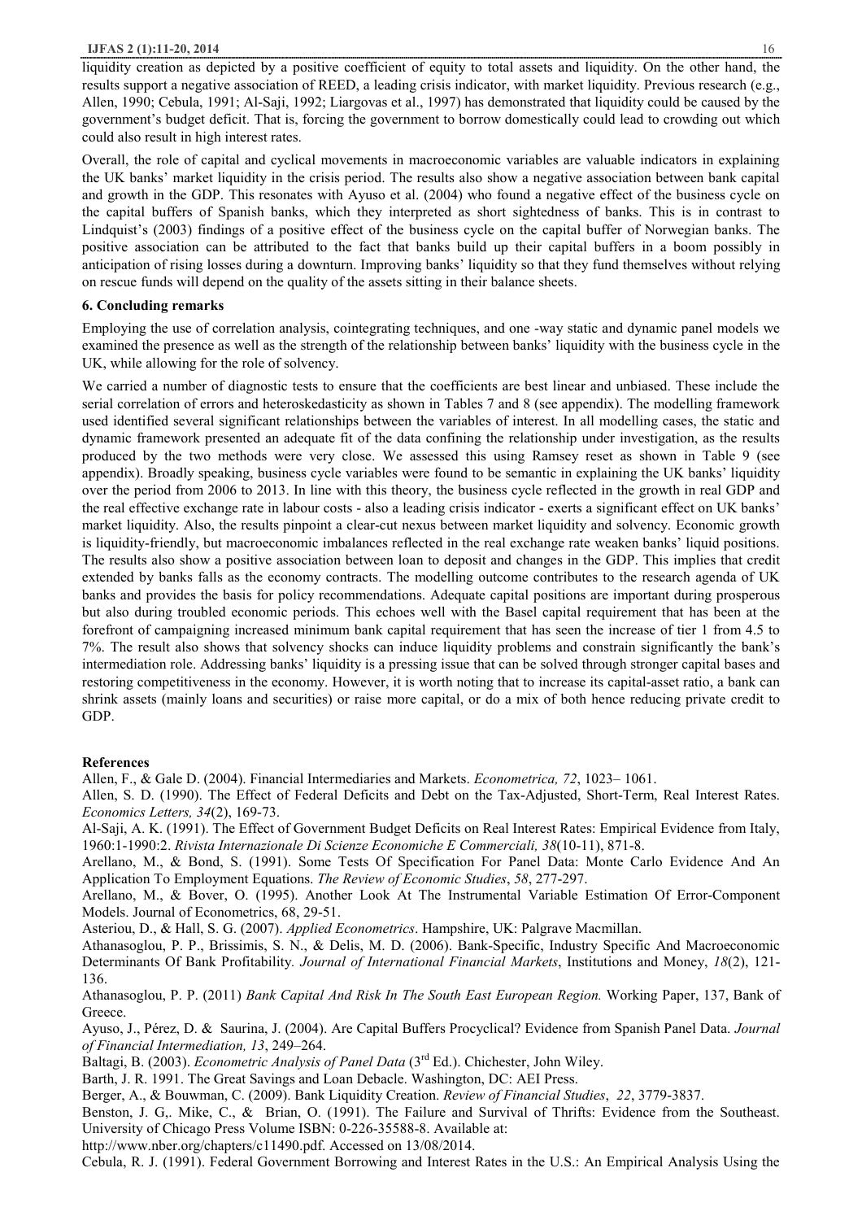liquidity creation as depicted by a positive coefficient of equity to total assets and liquidity. On the other hand, the results support a negative association of REED, a leading crisis indicator, with market liquidity. Previous research (e.g., Allen, 1990; Cebula, 1991; Al-Saji, 1992; Liargovas et al., 1997) has demonstrated that liquidity could be caused by the government's budget deficit. That is, forcing the government to borrow domestically could lead to crowding out which could also result in high interest rates.

Overall, the role of capital and cyclical movements in macroeconomic variables are valuable indicators in explaining the UK banks' market liquidity in the crisis period. The results also show a negative association between bank capital and growth in the GDP. This resonates with Ayuso et al. (2004) who found a negative effect of the business cycle on the capital buffers of Spanish banks, which they interpreted as short sightedness of banks. This is in contrast to Lindquist's (2003) findings of a positive effect of the business cycle on the capital buffer of Norwegian banks. The positive association can be attributed to the fact that banks build up their capital buffers in a boom possibly in anticipation of rising losses during a downturn. Improving banks' liquidity so that they fund themselves without relying on rescue funds will depend on the quality of the assets sitting in their balance sheets.

## 6. Concluding remarks

Employing the use of correlation analysis, cointegrating techniques, and one -way static and dynamic panel models we examined the presence as well as the strength of the relationship between banks' liquidity with the business cycle in the UK, while allowing for the role of solvency.

We carried a number of diagnostic tests to ensure that the coefficients are best linear and unbiased. These include the serial correlation of errors and heteroskedasticity as shown in Tables 7 and 8 (see appendix). The modelling framework used identified several significant relationships between the variables of interest. In all modelling cases, the static and dynamic framework presented an adequate fit of the data confining the relationship under investigation, as the results produced by the two methods were very close. We assessed this using Ramsey reset as shown in Table 9 (see appendix). Broadly speaking, business cycle variables were found to be semantic in explaining the UK banks' liquidity over the period from 2006 to 2013. In line with this theory, the business cycle reflected in the growth in real GDP and the real effective exchange rate in labour costs - also a leading crisis indicator - exerts a significant effect on UK banks' market liquidity. Also, the results pinpoint a clear-cut nexus between market liquidity and solvency. Economic growth is liquidity-friendly, but macroeconomic imbalances reflected in the real exchange rate weaken banks' liquid positions. The results also show a positive association between loan to deposit and changes in the GDP. This implies that credit extended by banks falls as the economy contracts. The modelling outcome contributes to the research agenda of UK banks and provides the basis for policy recommendations. Adequate capital positions are important during prosperous but also during troubled economic periods. This echoes well with the Basel capital requirement that has been at the forefront of campaigning increased minimum bank capital requirement that has seen the increase of tier 1 from 4.5 to 7%. The result also shows that solvency shocks can induce liquidity problems and constrain significantly the bank's intermediation role. Addressing banks' liquidity is a pressing issue that can be solved through stronger capital bases and restoring competitiveness in the economy. However, it is worth noting that to increase its capital-asset ratio, a bank can shrink assets (mainly loans and securities) or raise more capital, or do a mix of both hence reducing private credit to GDP.

## References

Allen, F., & Gale D. (2004). Financial Intermediaries and Markets. *Econometrica, 72*, 1023– 1061.

Allen, S. D. (1990). The Effect of Federal Deficits and Debt on the Tax-Adjusted, Short-Term, Real Interest Rates. *Economics Letters, 34*(2), 169-73.

Al-Saji, A. K. (1991). The Effect of Government Budget Deficits on Real Interest Rates: Empirical Evidence from Italy, 1960:1-1990:2. *Rivista Internazionale Di Scienze Economiche E Commerciali, 38*(10-11), 871-8.

Arellano, M., & Bond, S. (1991). Some Tests Of Specification For Panel Data: Monte Carlo Evidence And An Application To Employment Equations. *The Review of Economic Studies*, *58*, 277-297.

Arellano, M., & Bover, O. (1995). Another Look At The Instrumental Variable Estimation Of Error-Component Models. Journal of Econometrics, 68, 29-51.

Asteriou, D., & Hall, S. G. (2007). *Applied Econometrics*. Hampshire, UK: Palgrave Macmillan.

Athanasoglou, P. P., Brissimis, S. N., & Delis, M. D. (2006). Bank-Specific, Industry Specific And Macroeconomic Determinants Of Bank Profitability. *Journal of International Financial Markets*, Institutions and Money, *18*(2), 121-136.

Athanasoglou, P. P. (2011) *Bank Capital And Risk In The South East European Region.* Working Paper, 137, Bank of Greece.

Ayuso, J., Pérez, D. & Saurina, J. (2004). Are Capital Buffers Procyclical? Evidence from Spanish Panel Data. *Journal of Financial Intermediation, 13*, 249–264.

Baltagi, B. (2003). *Econometric Analysis of Panel Data* (3rd Ed.). Chichester, John Wiley.

Barth, J. R. 1991. The Great Savings and Loan Debacle. Washington, DC: AEI Press.

Berger, A., & Bouwman, C. (2009). Bank Liquidity Creation. *Review of Financial Studies*, *22*, 3779-3837.

Benston, J. G,. Mike, C., & Brian, O. (1991). The Failure and Survival of Thrifts: Evidence from the Southeast. University of Chicago Press Volume ISBN: 0-226-35588-8. Available at: http://www.nber.org/chapters/c11490.pdf. Accessed on 13/08/2014.

Cebula, R. J. (1991). Federal Government Borrowing and Interest Rates in the U.S.: An Empirical Analysis Using the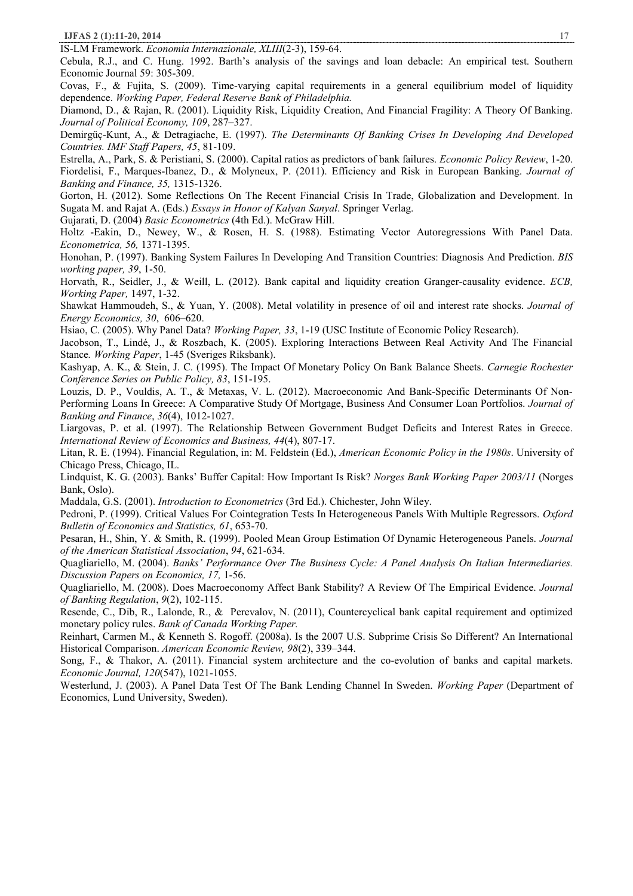IS-LM Framework. *Economia Internazionale, XLIII*(2-3), 159-64.

Cebula, R.J., and C. Hung. 1992. Barth's analysis of the savings and loan debacle: An empirical test. Southern Economic Journal 59: 305-309.

Covas, F., & Fujita, S. (2009). Time-varying capital requirements in a general equilibrium model of liquidity dependence. *Working Paper, Federal Reserve Bank of Philadelphia.*

Diamond, D., & Rajan, R. (2001). Liquidity Risk, Liquidity Creation, And Financial Fragility: A Theory Of Banking. *Journal of Political Economy, 109*, 287–327.

Demirgüç-Kunt, A., & Detragiache, E. (1997). *The Determinants Of Banking Crises In Developing And Developed Countries. IMF Staff Papers, 45*, 81-109.

Estrella, A., Park, S. & Peristiani, S. (2000). Capital ratios as predictors of bank failures. *Economic Policy Review*, 1-20.

Fiordelisi, F., Marques-Ibanez, D., & Molyneux, P. (2011). Efficiency and Risk in European Banking. *Journal of Banking and Finance, 35,* 1315-1326.

Gorton, H. (2012). Some Reflections On The Recent Financial Crisis In Trade, Globalization and Development. In Sugata M. and Rajat A. (Eds.) *Essays in Honor of Kalyan Sanyal*. Springer Verlag.

Gujarati, D. (2004) *Basic Econometrics* (4th Ed.). McGraw Hill.

Holtz -Eakin, D., Newey, W., & Rosen, H. S. (1988). Estimating Vector Autoregressions With Panel Data. *Econometrica, 56,* 1371-1395.

Honohan, P. (1997). Banking System Failures In Developing And Transition Countries: Diagnosis And Prediction. *BIS working paper, 39*, 1-50.

Horvath, R., Seidler, J., & Weill, L. (2012). Bank capital and liquidity creation Granger-causality evidence. *ECB, Working Paper,* 1497, 1-32.

Shawkat Hammoudeh, S., & Yuan, Y. (2008). Metal volatility in presence of oil and interest rate shocks. *Journal of Energy Economics, 30*, 606–620.

Hsiao, C. (2005). Why Panel Data? *Working Paper, 33*, 1-19 (USC Institute of Economic Policy Research).

Jacobson, T., Lindé, J., & Roszbach, K. (2005). Exploring Interactions Between Real Activity And The Financial Stance*. Working Paper*, 1-45 (Sveriges Riksbank).

Kashyap, A. K., & Stein, J. C. (1995). The Impact Of Monetary Policy On Bank Balance Sheets. *Carnegie Rochester Conference Series on Public Policy, 83*, 151-195.

Louzis, D. P., Vouldis, A. T., & Metaxas, V. L. (2012). Macroeconomic And Bank-Specific Determinants Of Non-Performing Loans In Greece: A Comparative Study Of Mortgage, Business And Consumer Loan Portfolios. *Journal of Banking and Finance*, *36*(4), 1012-1027.

Liargovas, P. et al. (1997). The Relationship Between Government Budget Deficits and Interest Rates in Greece. *International Review of Economics and Business, 44*(4), 807-17.

Litan, R. E. (1994). Financial Regulation, in: M. Feldstein (Ed.), *American Economic Policy in the 1980s*. University of Chicago Press, Chicago, IL.

Lindquist, K. G. (2003). Banks' Buffer Capital: How Important Is Risk? *Norges Bank Working Paper 2003/11* (Norges Bank, Oslo).

Maddala, G.S. (2001). *Introduction to Econometrics* (3rd Ed.). Chichester, John Wiley.

Pedroni, P. (1999). Critical Values For Cointegration Tests In Heterogeneous Panels With Multiple Regressors. *Oxford Bulletin of Economics and Statistics, 61*, 653-70.

Pesaran, H., Shin, Y. & Smith, R. (1999). Pooled Mean Group Estimation Of Dynamic Heterogeneous Panels. *Journal of the American Statistical Association*, *94*, 621-634.

Quagliariello, M. (2004). *Banks' Performance Over The Business Cycle: A Panel Analysis On Italian Intermediaries. Discussion Papers on Economics, 17,* 1-56.

Quagliariello, M. (2008). Does Macroeconomy Affect Bank Stability? A Review Of The Empirical Evidence. *Journal of Banking Regulation*, *9*(2), 102-115.

Resende, C., Dib, R., Lalonde, R., & Perevalov, N. (2011), Countercyclical bank capital requirement and optimized monetary policy rules. *Bank of Canada Working Paper.*

Reinhart, Carmen M., & Kenneth S. Rogoff. (2008a). Is the 2007 U.S. Subprime Crisis So Different? An International Historical Comparison. *American Economic Review, 98*(2), 339–344.

Song, F., & Thakor, A. (2011). Financial system architecture and the co-evolution of banks and capital markets. *Economic Journal, 120*(547), 1021-1055.

Westerlund, J. (2003). A Panel Data Test Of The Bank Lending Channel In Sweden. *Working Paper* (Department of Economics, Lund University, Sweden).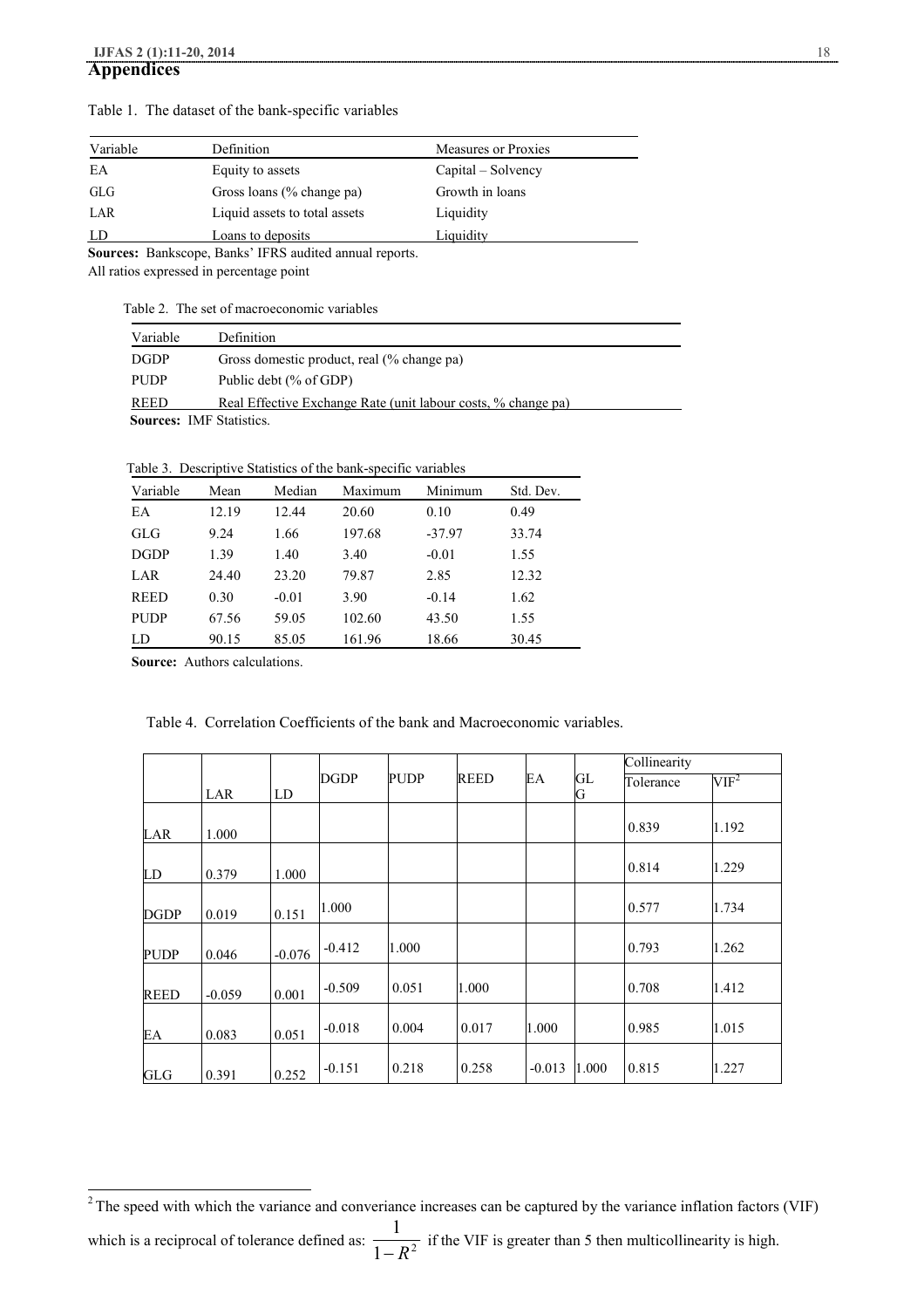# Appendices

Table 1. The dataset of the bank-specific variables

| Variable | Definition | Measures or Proxies |
|---|---|---|
| EA | Equity to assets | Capital – Solvency |
| GLG | Gross loans (% change pa) | Growth in loans |
| LAR | Liquid assets to total assets | Liquidity |
| LD | Loans to deposits | Liquidity |

**Sources:** Bankscope, Banks' IFRS audited annual reports.
All ratios expressed in percentage point

Table 2. The set of macroeconomic variables

| Variable | Definition |
|---|---|
| DGDP | Gross domestic product, real (% change pa) |
| PUDP | Public debt (% of GDP) |
| REED | Real Effective Exchange Rate (unit labour costs, % change pa) |

**Sources:** IMF Statistics.

Table 3. Descriptive Statistics of the bank-specific variables

| Variable | Mean | Median | Maximum | Minimum | Std. Dev. |
|---|---|---|---|---|---|
| EA | 12.19 | 12.44 | 20.60 | 0.10 | 0.49 |
| GLG | 9.24 | 1.66 | 197.68 | -37.97 | 33.74 |
| DGDP | 1.39 | 1.40 | 3.40 | -0.01 | 1.55 |
| LAR | 24.40 | 23.20 | 79.87 | 2.85 | 12.32 |
| REED | 0.30 | -0.01 | 3.90 | -0.14 | 1.62 |
| PUDP | 67.56 | 59.05 | 102.60 | 43.50 | 1.55 |
| LD | 90.15 | 85.05 | 161.96 | 18.66 | 30.45 |

**Source:** Authors calculations.

Table 4. Correlation Coefficients of the bank and Macroeconomic variables.

| | | | | | | | | Collinearity | |
|---|---|---|---|---|---|---|---|---|---|
| | LAR | LD | DGDP | PUDP | REED | EA | GLG | Tolerance | VIF[2] |
| LAR | 1.000 | | | | | | | 0.839 | 1.192 |
| LD | 0.379 | 1.000 | | | | | | 0.814 | 1.229 |
| DGDP | 0.019 | 0.151 | 1.000 | | | | | 0.577 | 1.734 |
| PUDP | 0.046 | -0.076 | -0.412 | 1.000 | | | | 0.793 | 1.262 |
| REED | -0.059 | 0.001 | -0.509 | 0.051 | 1.000 | | | 0.708 | 1.412 |
| EA | 0.083 | 0.051 | -0.018 | 0.004 | 0.017 | 1.000 | | 0.985 | 1.015 |
| GLG | 0.391 | 0.252 | -0.151 | 0.218 | 0.258 | -0.013 | 1.000 | 0.815 | 1.227 |

[2] The speed with which the variance and converiance increases can be captured by the variance inflation factors (VIF) which is a reciprocal of tolerance defined as: $\frac{1}{1-R^2}$ if the VIF is greater than 5 then multicollinearity is high.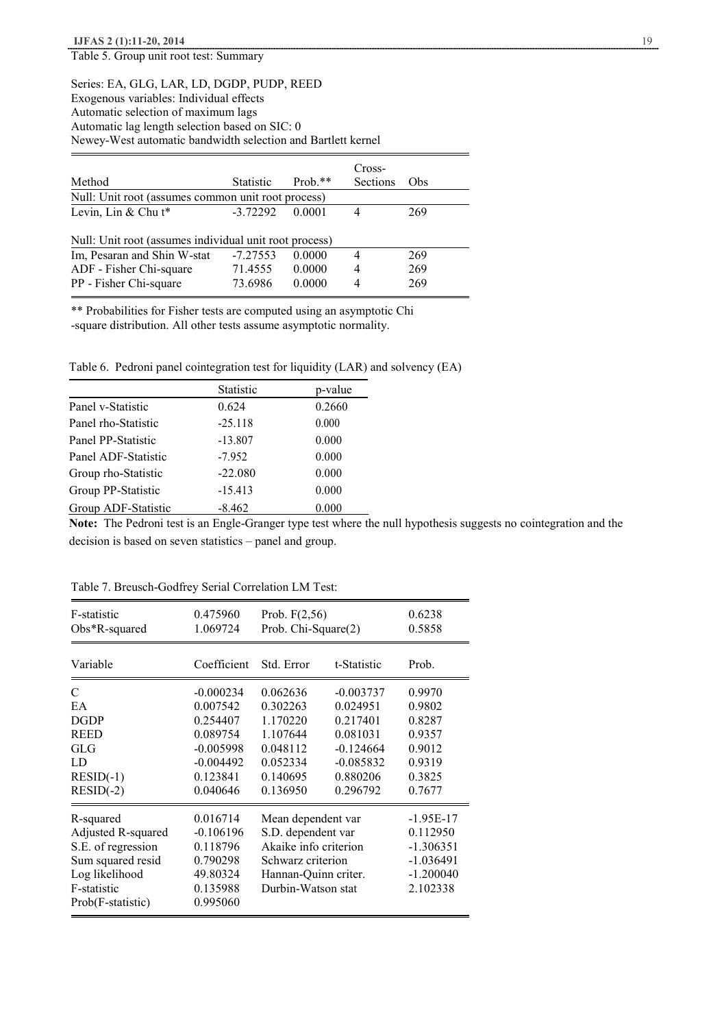Table 5. Group unit root test: Summary

Series: EA, GLG, LAR, LD, DGDP, PUDP, REED
Exogenous variables: Individual effects
Automatic selection of maximum lags
Automatic lag length selection based on SIC: 0
Newey-West automatic bandwidth selection and Bartlett kernel

| Method | Statistic | Prob.** | Cross-Sections | Obs |
|---|---|---|---|---|
| Null: Unit root (assumes common unit root process) | | | | |
| Levin, Lin & Chu t* | -3.72292 | 0.0001 | 4 | 269 |
| Null: Unit root (assumes individual unit root process) | | | | |
| Im, Pesaran and Shin W-stat | -7.27553 | 0.0000 | 4 | 269 |
| ADF - Fisher Chi-square | 71.4555 | 0.0000 | 4 | 269 |
| PP - Fisher Chi-square | 73.6986 | 0.0000 | 4 | 269 |

** Probabilities for Fisher tests are computed using an asymptotic Chi -square distribution. All other tests assume asymptotic normality.

Table 6. Pedroni panel cointegration test for liquidity (LAR) and solvency (EA)

| | Statistic | p-value |
|---|---|---|
| Panel v-Statistic | 0.624 | 0.2660 |
| Panel rho-Statistic | -25.118 | 0.000 |
| Panel PP-Statistic | -13.807 | 0.000 |
| Panel ADF-Statistic | -7.952 | 0.000 |
| Group rho-Statistic | -22.080 | 0.000 |
| Group PP-Statistic | -15.413 | 0.000 |
| Group ADF-Statistic | -8.462 | 0.000 |

**Note:** The Pedroni test is an Engle-Granger type test where the null hypothesis suggests no cointegration and the decision is based on seven statistics – panel and group.

Table 7. Breusch-Godfrey Serial Correlation LM Test:

| F-statistic | 0.475960 | Prob. F(2,56) | | 0.6238 |
|---|---|---|---|---|
| Obs*R-squared | 1.069724 | Prob. Chi-Square(2) | | 0.5858 |
| **Variable** | **Coefficient** | **Std. Error** | **t-Statistic** | **Prob.** |
| C | -0.000234 | 0.062636 | -0.003737 | 0.9970 |
| EA | 0.007542 | 0.302263 | 0.024951 | 0.9802 |
| DGDP | 0.254407 | 1.170220 | 0.217401 | 0.8287 |
| REED | 0.089754 | 1.107644 | 0.081031 | 0.9357 |
| GLG | -0.005998 | 0.048112 | -0.124664 | 0.9012 |
| LD | -0.004492 | 0.052334 | -0.085832 | 0.9319 |
| RESID(-1) | 0.123841 | 0.140695 | 0.880206 | 0.3825 |
| RESID(-2) | 0.040646 | 0.136950 | 0.296792 | 0.7677 |
| R-squared | 0.016714 | Mean dependent var | | -1.95E-17 |
| Adjusted R-squared | -0.106196 | S.D. dependent var | | 0.112950 |
| S.E. of regression | 0.118796 | Akaike info criterion | | -1.306351 |
| Sum squared resid | 0.790298 | Schwarz criterion | | -1.036491 |
| Log likelihood | 49.80324 | Hannan-Quinn criter. | | -1.200040 |
| F-statistic | 0.135988 | Durbin-Watson stat | | 2.102338 |
| Prob(F-statistic) | 0.995060 | | | |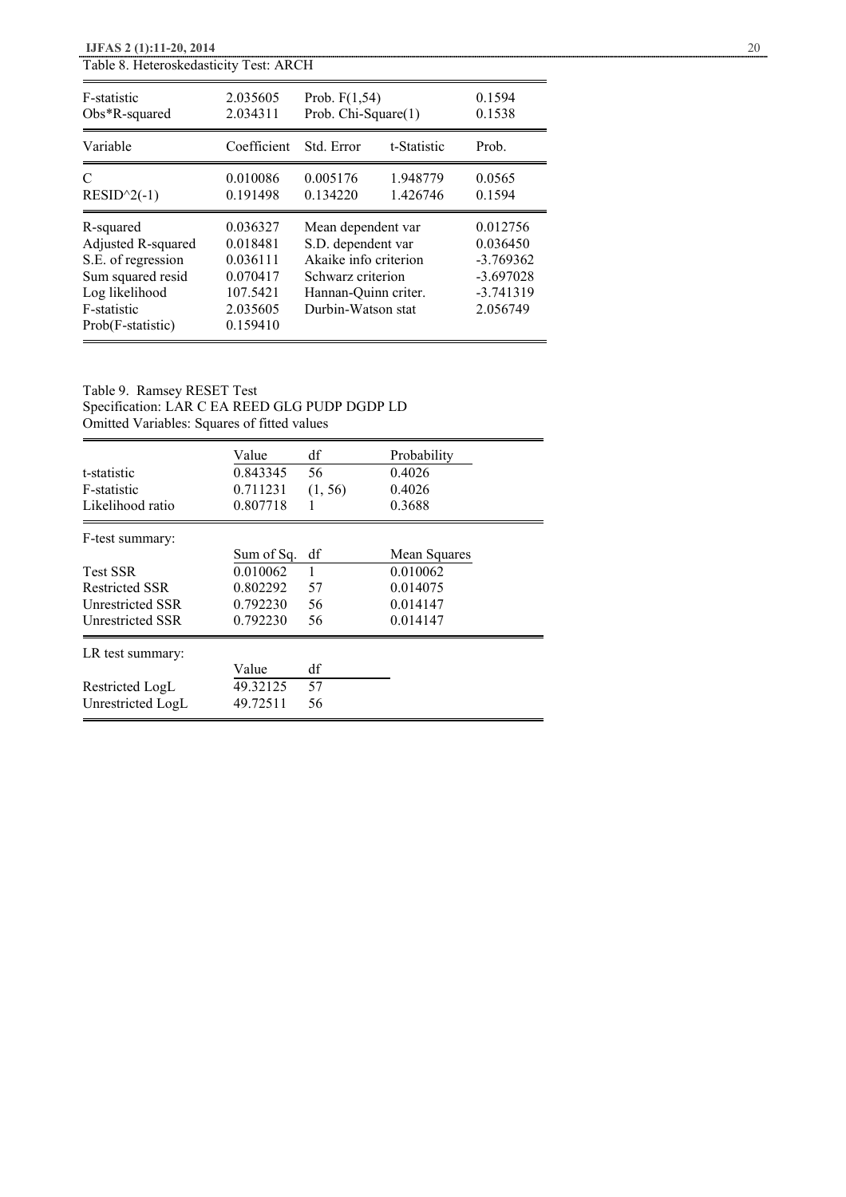Table 8. Heteroskedasticity Test: ARCH

| | | | | |
|---|---|---|---|---|
| F-statistic | 2.035605 | Prob. F(1,54) | | 0.1594 |
| Obs*R-squared | 2.034311 | Prob. Chi-Square(1) | | 0.1538 |

| Variable | Coefficient | Std. Error | t-Statistic | Prob. |
|---|---|---|---|---|
| C | 0.010086 | 0.005176 | 1.948779 | 0.0565 |
| RESID^2(-1) | 0.191498 | 0.134220 | 1.426746 | 0.1594 |

| | | | |
|---|---|---|---|
| R-squared | 0.036327 | Mean dependent var | 0.012756 |
| Adjusted R-squared | 0.018481 | S.D. dependent var | 0.036450 |
| S.E. of regression | 0.036111 | Akaike info criterion | -3.769362 |
| Sum squared resid | 0.070417 | Schwarz criterion | -3.697028 |
| Log likelihood | 107.5421 | Hannan-Quinn criter. | -3.741319 |
| F-statistic | 2.035605 | Durbin-Watson stat | 2.056749 |
| Prob(F-statistic) | 0.159410 | | |

Table 9. Ramsey RESET Test
Specification: LAR C EA REED GLG PUDP DGDP LD
Omitted Variables: Squares of fitted values

| | Value | df | Probability |
|---|---|---|---|
| t-statistic | 0.843345 | 56 | 0.4026 |
| F-statistic | 0.711231 | (1, 56) | 0.4026 |
| Likelihood ratio | 0.807718 | 1 | 0.3688 |

F-test summary:

| | Sum of Sq. | df | Mean Squares |
|---|---|---|---|
| Test SSR | 0.010062 | 1 | 0.010062 |
| Restricted SSR | 0.802292 | 57 | 0.014075 |
| Unrestricted SSR | 0.792230 | 56 | 0.014147 |
| Unrestricted SSR | 0.792230 | 56 | 0.014147 |

LR test summary:

| | Value | df |
|---|---|---|
| Restricted LogL | 49.32125 | 57 |
| Unrestricted LogL | 49.72511 | 56 |